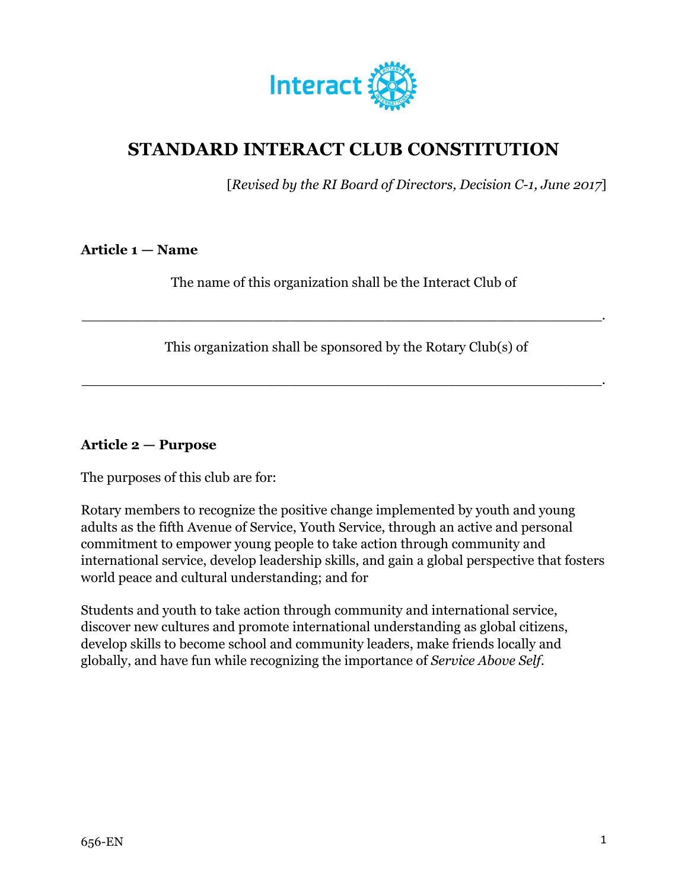# STANDARD INTERACT CLUB CONSTITUTION

[*Revised by the RI Board of Directors, Decision C-1, June 2017*]

**Article 1 — Name**

The name of this organization shall be the Interact Club of

_______________________________________________________.

This organization shall be sponsored by the Rotary Club(s) of

_______________________________________________________.

**Article 2 — Purpose**

The purposes of this club are for:

Rotary members to recognize the positive change implemented by youth and young adults as the fifth Avenue of Service, Youth Service, through an active and personal commitment to empower young people to take action through community and international service, develop leadership skills, and gain a global perspective that fosters world peace and cultural understanding; and for

Students and youth to take action through community and international service, discover new cultures and promote international understanding as global citizens, develop skills to become school and community leaders, make friends locally and globally, and have fun while recognizing the importance of *Service Above Self*.

656-EN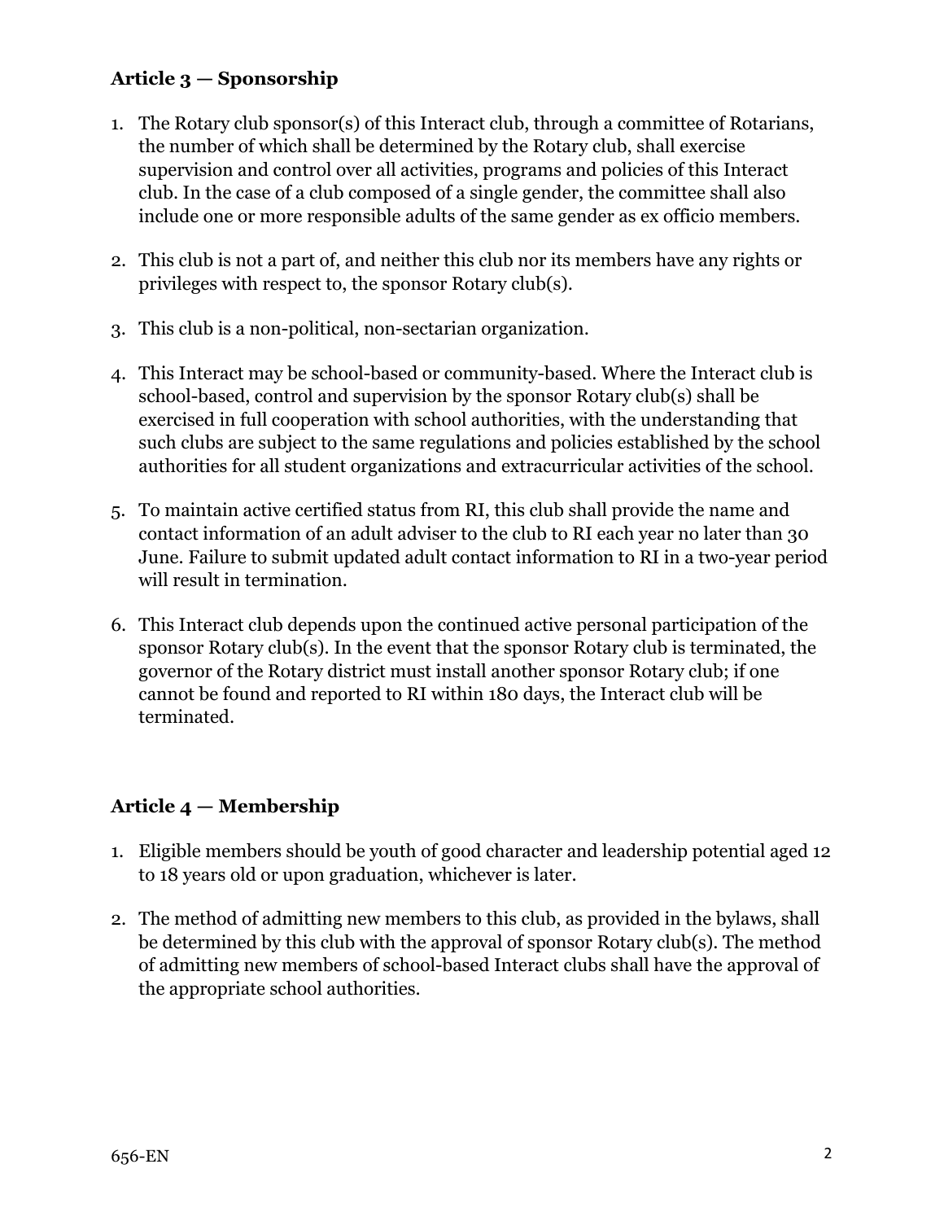### Article 3 — Sponsorship

1. The Rotary club sponsor(s) of this Interact club, through a committee of Rotarians, the number of which shall be determined by the Rotary club, shall exercise supervision and control over all activities, programs and policies of this Interact club. In the case of a club composed of a single gender, the committee shall also include one or more responsible adults of the same gender as ex officio members.

2. This club is not a part of, and neither this club nor its members have any rights or privileges with respect to, the sponsor Rotary club(s).

3. This club is a non-political, non-sectarian organization.

4. This Interact may be school-based or community-based. Where the Interact club is school-based, control and supervision by the sponsor Rotary club(s) shall be exercised in full cooperation with school authorities, with the understanding that such clubs are subject to the same regulations and policies established by the school authorities for all student organizations and extracurricular activities of the school.

5. To maintain active certified status from RI, this club shall provide the name and contact information of an adult adviser to the club to RI each year no later than 30 June. Failure to submit updated adult contact information to RI in a two-year period will result in termination.

6. This Interact club depends upon the continued active personal participation of the sponsor Rotary club(s). In the event that the sponsor Rotary club is terminated, the governor of the Rotary district must install another sponsor Rotary club; if one cannot be found and reported to RI within 180 days, the Interact club will be terminated.

### Article 4 — Membership

1. Eligible members should be youth of good character and leadership potential aged 12 to 18 years old or upon graduation, whichever is later.

2. The method of admitting new members to this club, as provided in the bylaws, shall be determined by this club with the approval of sponsor Rotary club(s). The method of admitting new members of school-based Interact clubs shall have the approval of the appropriate school authorities.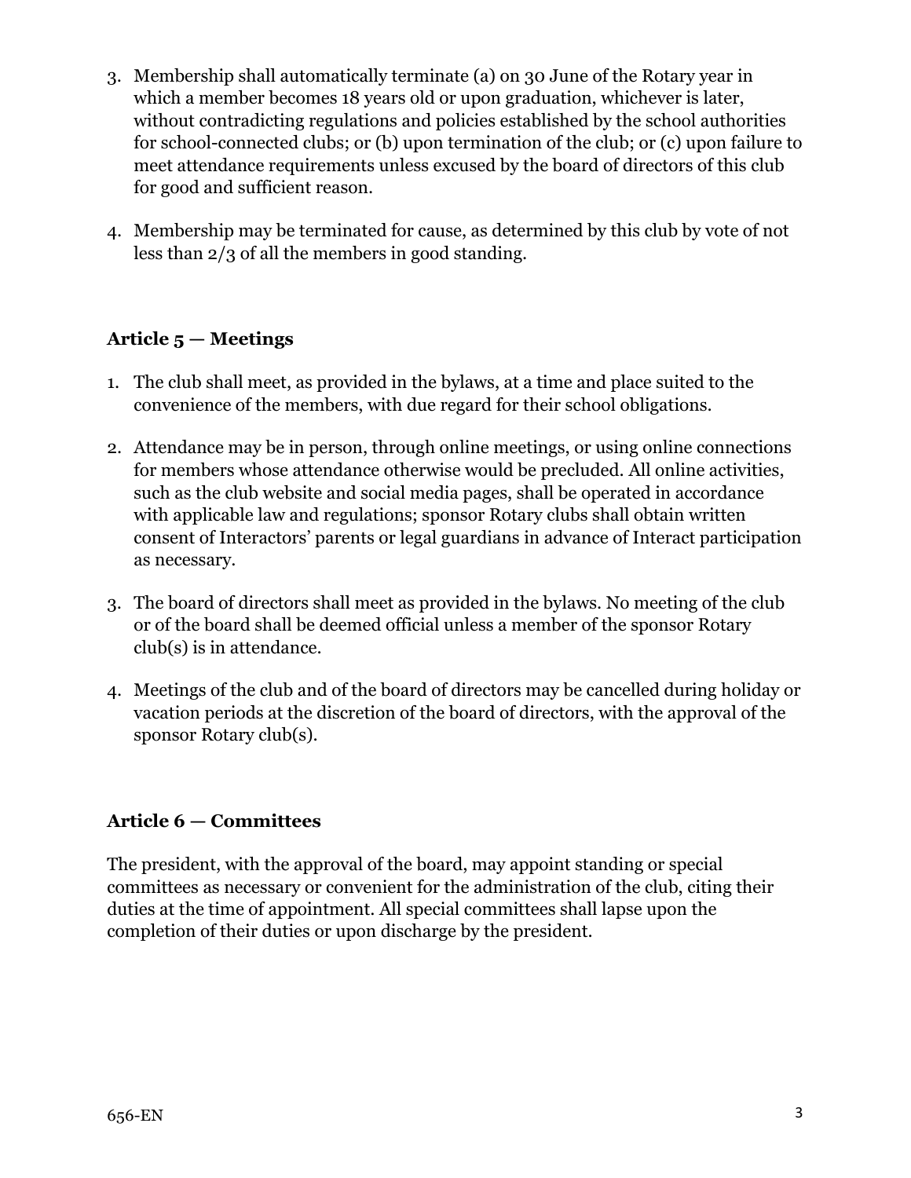3. Membership shall automatically terminate (a) on 30 June of the Rotary year in which a member becomes 18 years old or upon graduation, whichever is later, without contradicting regulations and policies established by the school authorities for school-connected clubs; or (b) upon termination of the club; or (c) upon failure to meet attendance requirements unless excused by the board of directors of this club for good and sufficient reason.

4. Membership may be terminated for cause, as determined by this club by vote of not less than 2/3 of all the members in good standing.

### Article 5 — Meetings

1. The club shall meet, as provided in the bylaws, at a time and place suited to the convenience of the members, with due regard for their school obligations.

2. Attendance may be in person, through online meetings, or using online connections for members whose attendance otherwise would be precluded. All online activities, such as the club website and social media pages, shall be operated in accordance with applicable law and regulations; sponsor Rotary clubs shall obtain written consent of Interactors' parents or legal guardians in advance of Interact participation as necessary.

3. The board of directors shall meet as provided in the bylaws. No meeting of the club or of the board shall be deemed official unless a member of the sponsor Rotary club(s) is in attendance.

4. Meetings of the club and of the board of directors may be cancelled during holiday or vacation periods at the discretion of the board of directors, with the approval of the sponsor Rotary club(s).

### Article 6 — Committees

The president, with the approval of the board, may appoint standing or special committees as necessary or convenient for the administration of the club, citing their duties at the time of appointment. All special committees shall lapse upon the completion of their duties or upon discharge by the president.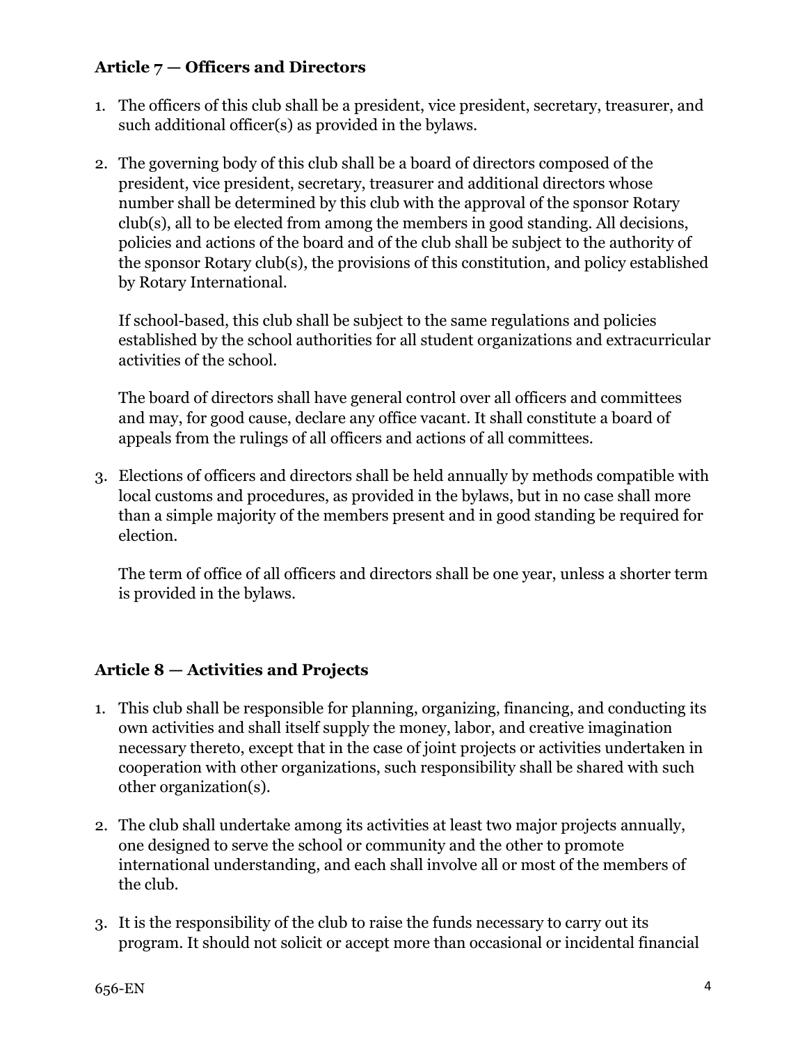### Article 7 — Officers and Directors

1. The officers of this club shall be a president, vice president, secretary, treasurer, and such additional officer(s) as provided in the bylaws.

2. The governing body of this club shall be a board of directors composed of the president, vice president, secretary, treasurer and additional directors whose number shall be determined by this club with the approval of the sponsor Rotary club(s), all to be elected from among the members in good standing. All decisions, policies and actions of the board and of the club shall be subject to the authority of the sponsor Rotary club(s), the provisions of this constitution, and policy established by Rotary International.

   If school-based, this club shall be subject to the same regulations and policies established by the school authorities for all student organizations and extracurricular activities of the school.

   The board of directors shall have general control over all officers and committees and may, for good cause, declare any office vacant. It shall constitute a board of appeals from the rulings of all officers and actions of all committees.

3. Elections of officers and directors shall be held annually by methods compatible with local customs and procedures, as provided in the bylaws, but in no case shall more than a simple majority of the members present and in good standing be required for election.

   The term of office of all officers and directors shall be one year, unless a shorter term is provided in the bylaws.

### Article 8 — Activities and Projects

1. This club shall be responsible for planning, organizing, financing, and conducting its own activities and shall itself supply the money, labor, and creative imagination necessary thereto, except that in the case of joint projects or activities undertaken in cooperation with other organizations, such responsibility shall be shared with such other organization(s).

2. The club shall undertake among its activities at least two major projects annually, one designed to serve the school or community and the other to promote international understanding, and each shall involve all or most of the members of the club.

3. It is the responsibility of the club to raise the funds necessary to carry out its program. It should not solicit or accept more than occasional or incidental financial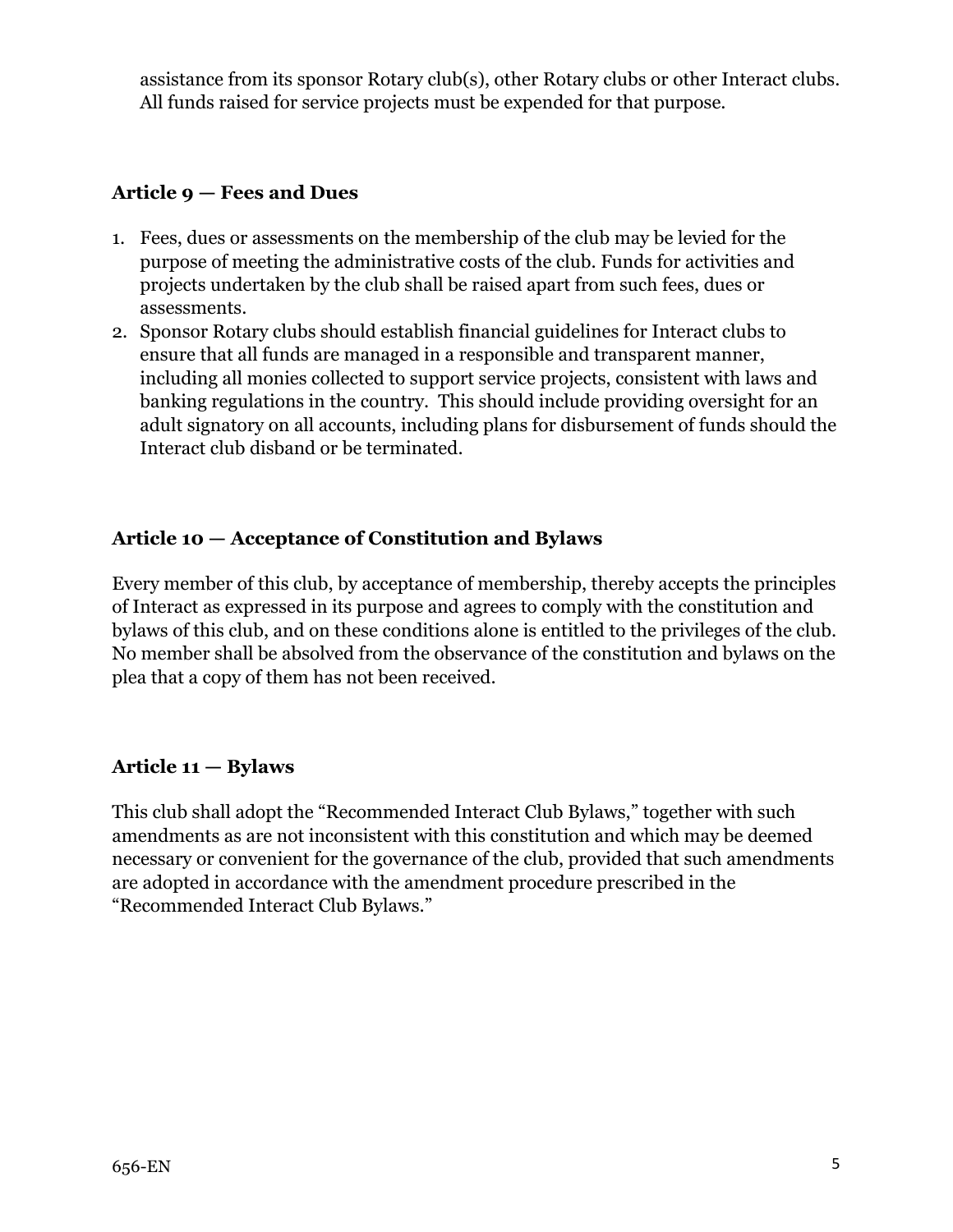assistance from its sponsor Rotary club(s), other Rotary clubs or other Interact clubs. All funds raised for service projects must be expended for that purpose.

### Article 9 — Fees and Dues

1. Fees, dues or assessments on the membership of the club may be levied for the purpose of meeting the administrative costs of the club. Funds for activities and projects undertaken by the club shall be raised apart from such fees, dues or assessments.
2. Sponsor Rotary clubs should establish financial guidelines for Interact clubs to ensure that all funds are managed in a responsible and transparent manner, including all monies collected to support service projects, consistent with laws and banking regulations in the country. This should include providing oversight for an adult signatory on all accounts, including plans for disbursement of funds should the Interact club disband or be terminated.

### Article 10 — Acceptance of Constitution and Bylaws

Every member of this club, by acceptance of membership, thereby accepts the principles of Interact as expressed in its purpose and agrees to comply with the constitution and bylaws of this club, and on these conditions alone is entitled to the privileges of the club. No member shall be absolved from the observance of the constitution and bylaws on the plea that a copy of them has not been received.

### Article 11 — Bylaws

This club shall adopt the "Recommended Interact Club Bylaws," together with such amendments as are not inconsistent with this constitution and which may be deemed necessary or convenient for the governance of the club, provided that such amendments are adopted in accordance with the amendment procedure prescribed in the "Recommended Interact Club Bylaws."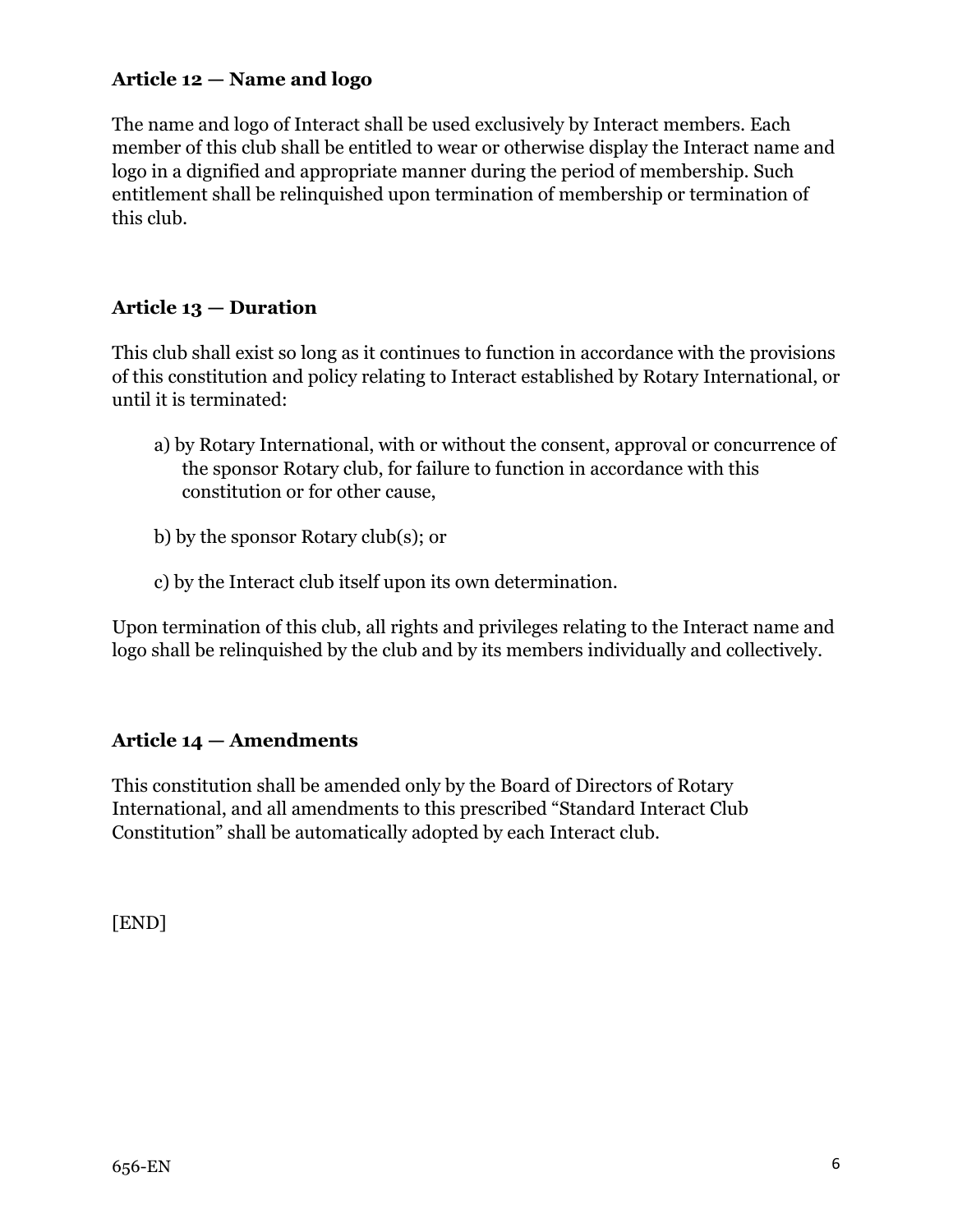**Article 12 — Name and logo**

The name and logo of Interact shall be used exclusively by Interact members. Each member of this club shall be entitled to wear or otherwise display the Interact name and logo in a dignified and appropriate manner during the period of membership. Such entitlement shall be relinquished upon termination of membership or termination of this club.

**Article 13 — Duration**

This club shall exist so long as it continues to function in accordance with the provisions of this constitution and policy relating to Interact established by Rotary International, or until it is terminated:

a) by Rotary International, with or without the consent, approval or concurrence of the sponsor Rotary club, for failure to function in accordance with this constitution or for other cause,

b) by the sponsor Rotary club(s); or

c) by the Interact club itself upon its own determination.

Upon termination of this club, all rights and privileges relating to the Interact name and logo shall be relinquished by the club and by its members individually and collectively.

**Article 14 — Amendments**

This constitution shall be amended only by the Board of Directors of Rotary International, and all amendments to this prescribed “Standard Interact Club Constitution” shall be automatically adopted by each Interact club.

[END]